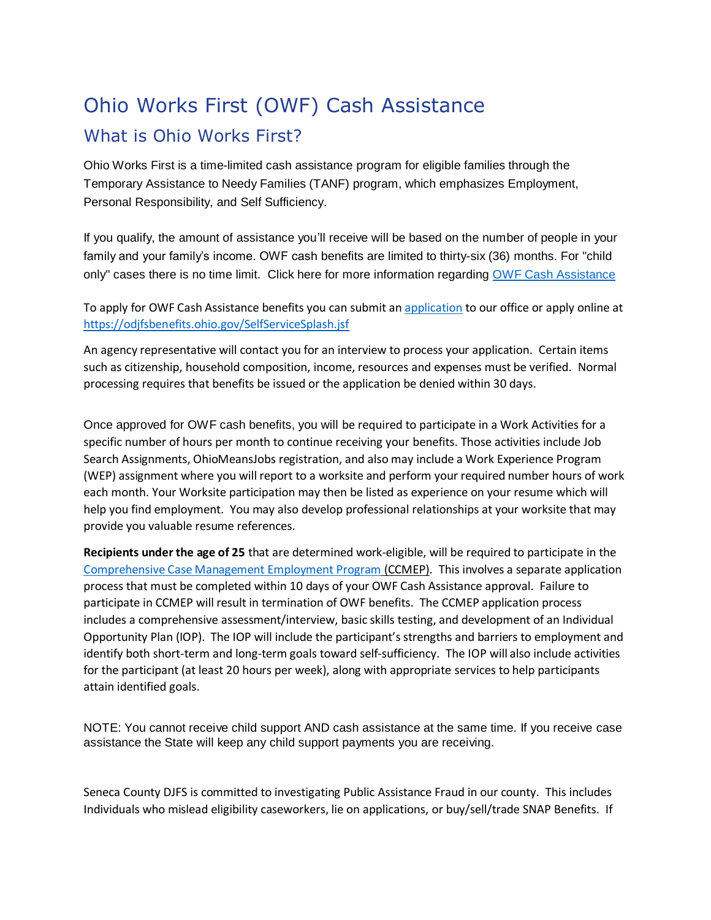# Ohio Works First (OWF) Cash Assistance

## What is Ohio Works First?

Ohio Works First is a time-limited cash assistance program for eligible families through the Temporary Assistance to Needy Families (TANF) program, which emphasizes Employment, Personal Responsibility, and Self Sufficiency.

If you qualify, the amount of assistance you'll receive will be based on the number of people in your family and your family's income. OWF cash benefits are limited to thirty-six (36) months. For "child only" cases there is no time limit. Click here for more information regarding OWF Cash Assistance

To apply for OWF Cash Assistance benefits you can submit an application to our office or apply online at https://odjfsbenefits.ohio.gov/SelfServiceSplash.jsf

An agency representative will contact you for an interview to process your application. Certain items such as citizenship, household composition, income, resources and expenses must be verified. Normal processing requires that benefits be issued or the application be denied within 30 days.

Once approved for OWF cash benefits, you will be required to participate in a Work Activities for a specific number of hours per month to continue receiving your benefits. Those activities include Job Search Assignments, OhioMeansJobs registration, and also may include a Work Experience Program (WEP) assignment where you will report to a worksite and perform your required number hours of work each month. Your Worksite participation may then be listed as experience on your resume which will help you find employment. You may also develop professional relationships at your worksite that may provide you valuable resume references.

**Recipients under the age of 25** that are determined work-eligible, will be required to participate in the Comprehensive Case Management Employment Program (CCMEP). This involves a separate application process that must be completed within 10 days of your OWF Cash Assistance approval. Failure to participate in CCMEP will result in termination of OWF benefits. The CCMEP application process includes a comprehensive assessment/interview, basic skills testing, and development of an Individual Opportunity Plan (IOP). The IOP will include the participant's strengths and barriers to employment and identify both short-term and long-term goals toward self-sufficiency. The IOP will also include activities for the participant (at least 20 hours per week), along with appropriate services to help participants attain identified goals.

NOTE: You cannot receive child support AND cash assistance at the same time. If you receive case assistance the State will keep any child support payments you are receiving.

Seneca County DJFS is committed to investigating Public Assistance Fraud in our county. This includes Individuals who mislead eligibility caseworkers, lie on applications, or buy/sell/trade SNAP Benefits. If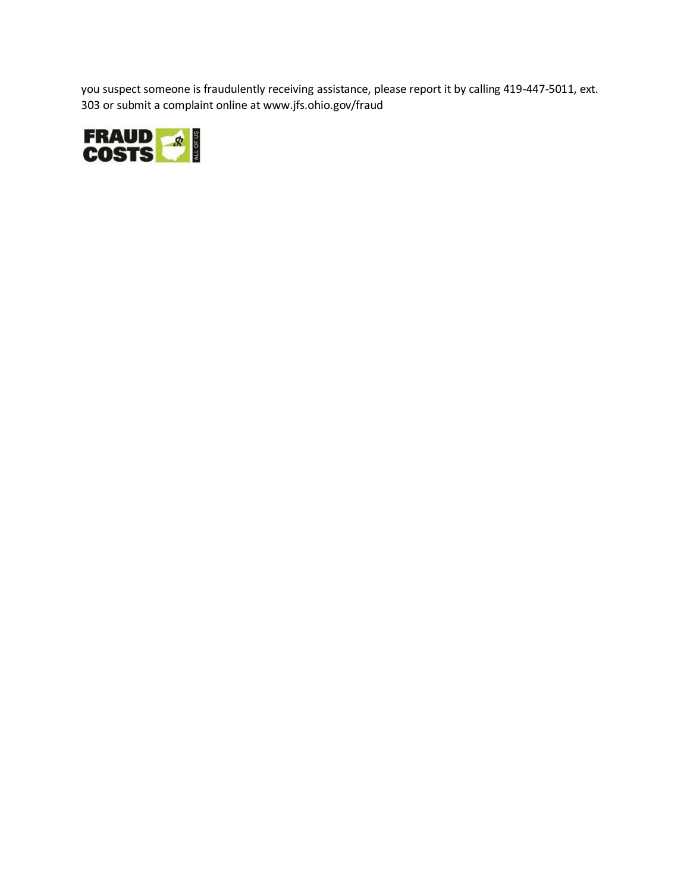you suspect someone is fraudulently receiving assistance, please report it by calling 419-447-5011, ext. 303 or submit a complaint online at www.jfs.ohio.gov/fraud

FRAUD COSTS ALL OF US